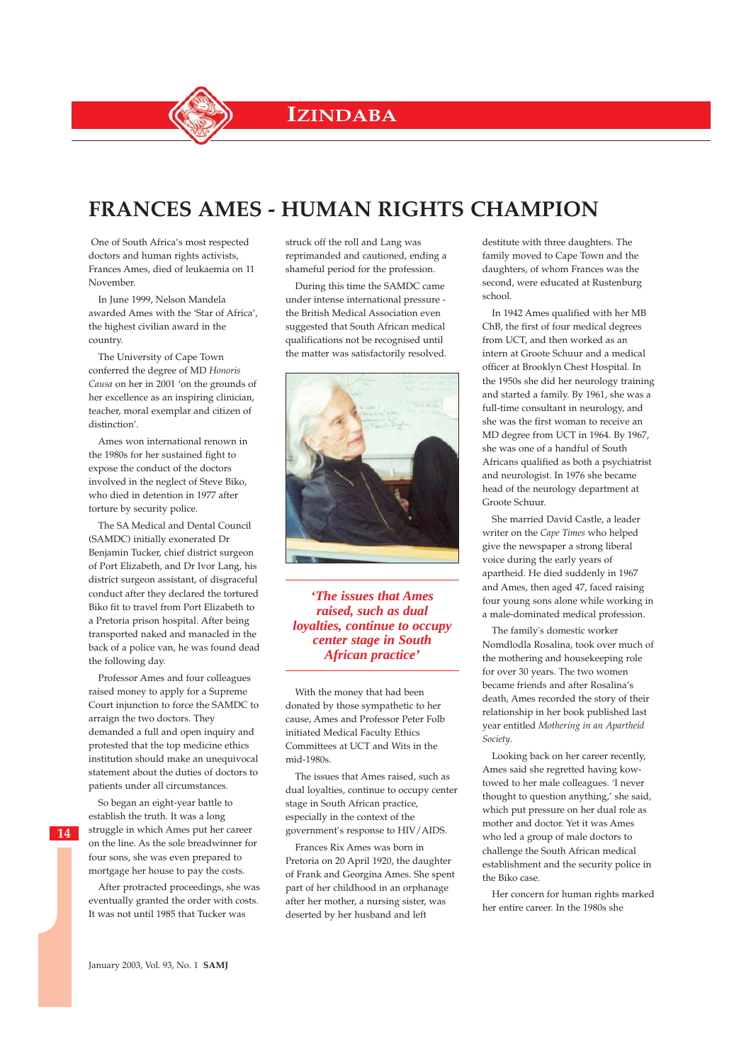# FRANCES AMES - HUMAN RIGHTS CHAMPION

One of South Africa's most respected doctors and human rights activists, Frances Ames, died of leukaemia on 11 November.

In June 1999, Nelson Mandela awarded Ames with the 'Star of Africa', the highest civilian award in the country.

The University of Cape Town conferred the degree of MD *Honoris Causa* on her in 2001 'on the grounds of her excellence as an inspiring clinician, teacher, moral exemplar and citizen of distinction'.

Ames won international renown in the 1980s for her sustained fight to expose the conduct of the doctors involved in the neglect of Steve Biko, who died in detention in 1977 after torture by security police.

The SA Medical and Dental Council (SAMDC) initially exonerated Dr Benjamin Tucker, chief district surgeon of Port Elizabeth, and Dr Ivor Lang, his district surgeon assistant, of disgraceful conduct after they declared the tortured Biko fit to travel from Port Elizabeth to a Pretoria prison hospital. After being transported naked and manacled in the back of a police van, he was found dead the following day.

Professor Ames and four colleagues raised money to apply for a Supreme Court injunction to force the SAMDC to arraign the two doctors. They demanded a full and open inquiry and protested that the top medicine ethics institution should make an unequivocal statement about the duties of doctors to patients under all circumstances.

So began an eight-year battle to establish the truth. It was a long struggle in which Ames put her career on the line. As the sole breadwinner for four sons, she was even prepared to mortgage her house to pay the costs.

After protracted proceedings, she was eventually granted the order with costs. It was not until 1985 that Tucker was struck off the roll and Lang was reprimanded and cautioned, ending a shameful period for the profession.

During this time the SAMDC came under intense international pressure - the British Medical Association even suggested that South African medical qualifications not be recognised until the matter was satisfactorily resolved.

> *'The issues that Ames raised, such as dual loyalties, continue to occupy center stage in South African practice'*

With the money that had been donated by those sympathetic to her cause, Ames and Professor Peter Folb initiated Medical Faculty Ethics Committees at UCT and Wits in the mid-1980s.

The issues that Ames raised, such as dual loyalties, continue to occupy center stage in South African practice, especially in the context of the government's response to HIV/AIDS.

Frances Rix Ames was born in Pretoria on 20 April 1920, the daughter of Frank and Georgina Ames. She spent part of her childhood in an orphanage after her mother, a nursing sister, was deserted by her husband and left destitute with three daughters. The family moved to Cape Town and the daughters, of whom Frances was the second, were educated at Rustenburg school.

In 1942 Ames qualified with her MB ChB, the first of four medical degrees from UCT, and then worked as an intern at Groote Schuur and a medical officer at Brooklyn Chest Hospital. In the 1950s she did her neurology training and started a family. By 1961, she was a full-time consultant in neurology, and she was the first woman to receive an MD degree from UCT in 1964. By 1967, she was one of a handful of South Africans qualified as both a psychiatrist and neurologist. In 1976 she became head of the neurology department at Groote Schuur.

She married David Castle, a leader writer on the *Cape Times* who helped give the newspaper a strong liberal voice during the early years of apartheid. He died suddenly in 1967 and Ames, then aged 47, faced raising four young sons alone while working in a male-dominated medical profession.

The family's domestic worker Nomdlodla Rosalina, took over much of the mothering and housekeeping role for over 30 years. The two women became friends and after Rosalina's death, Ames recorded the story of their relationship in her book published last year entitled *Mothering in an Apartheid Society*.

Looking back on her career recently, Ames said she regretted having kow-towed to her male colleagues. 'I never thought to question anything,' she said, which put pressure on her dual role as mother and doctor. Yet it was Ames who led a group of male doctors to challenge the South African medical establishment and the security police in the Biko case.

Her concern for human rights marked her entire career. In the 1980s she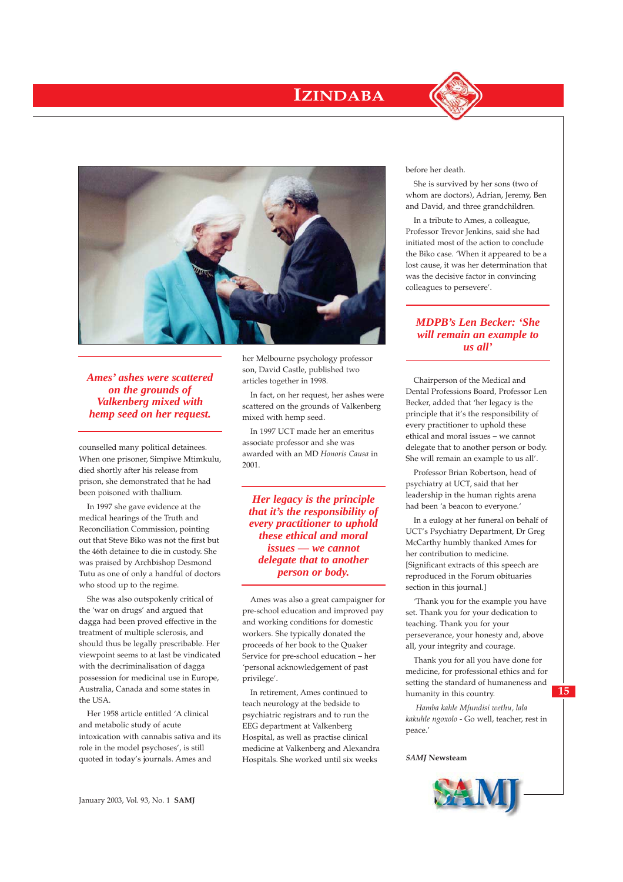*Ames' ashes were scattered on the grounds of Valkenberg mixed with hemp seed on her request.*

counselled many political detainees. When one prisoner, Simpiwe Mtimkulu, died shortly after his release from prison, she demonstrated that he had been poisoned with thallium.

In 1997 she gave evidence at the medical hearings of the Truth and Reconciliation Commission, pointing out that Steve Biko was not the first but the 46th detainee to die in custody. She was praised by Archbishop Desmond Tutu as one of only a handful of doctors who stood up to the regime.

She was also outspokenly critical of the 'war on drugs' and argued that dagga had been proved effective in the treatment of multiple sclerosis, and should thus be legally prescribable. Her viewpoint seems to at last be vindicated with the decriminalisation of dagga possession for medicinal use in Europe, Australia, Canada and some states in the USA.

Her 1958 article entitled 'A clinical and metabolic study of acute intoxication with cannabis sativa and its role in the model psychoses', is still quoted in today's journals. Ames and her Melbourne psychology professor son, David Castle, published two articles together in 1998.

In fact, on her request, her ashes were scattered on the grounds of Valkenberg mixed with hemp seed.

In 1997 UCT made her an emeritus associate professor and she was awarded with an MD *Honoris Causa* in 2001.

*Her legacy is the principle that it's the responsibility of every practitioner to uphold these ethical and moral issues — we cannot delegate that to another person or body.*

Ames was also a great campaigner for pre-school education and improved pay and working conditions for domestic workers. She typically donated the proceeds of her book to the Quaker Service for pre-school education – her 'personal acknowledgement of past privilege'.

In retirement, Ames continued to teach neurology at the bedside to psychiatric registrars and to run the EEG department at Valkenberg Hospital, as well as practise clinical medicine at Valkenberg and Alexandra Hospitals. She worked until six weeks before her death.

She is survived by her sons (two of whom are doctors), Adrian, Jeremy, Ben and David, and three grandchildren.

In a tribute to Ames, a colleague, Professor Trevor Jenkins, said she had initiated most of the action to conclude the Biko case. 'When it appeared to be a lost cause, it was her determination that was the decisive factor in convincing colleagues to persevere'.

## *MDPB's Len Becker: 'She will remain an example to us all'*

Chairperson of the Medical and Dental Professions Board, Professor Len Becker, added that 'her legacy is the principle that it's the responsibility of every practitioner to uphold these ethical and moral issues – we cannot delegate that to another person or body. She will remain an example to us all'.

Professor Brian Robertson, head of psychiatry at UCT, said that her leadership in the human rights arena had been 'a beacon to everyone.'

In a eulogy at her funeral on behalf of UCT's Psychiatry Department, Dr Greg McCarthy humbly thanked Ames for her contribution to medicine. [Significant extracts of this speech are reproduced in the Forum obituaries section in this journal.]

'Thank you for the example you have set. Thank you for your dedication to teaching. Thank you for your perseverance, your honesty and, above all, your integrity and courage.

Thank you for all you have done for medicine, for professional ethics and for setting the standard of humaneness and humanity in this country.

*Hamba kahle Mfundisi wethu, lala kakuhle ngoxolo* - Go well, teacher, rest in peace.'

***SAMJ*** **Newsteam**